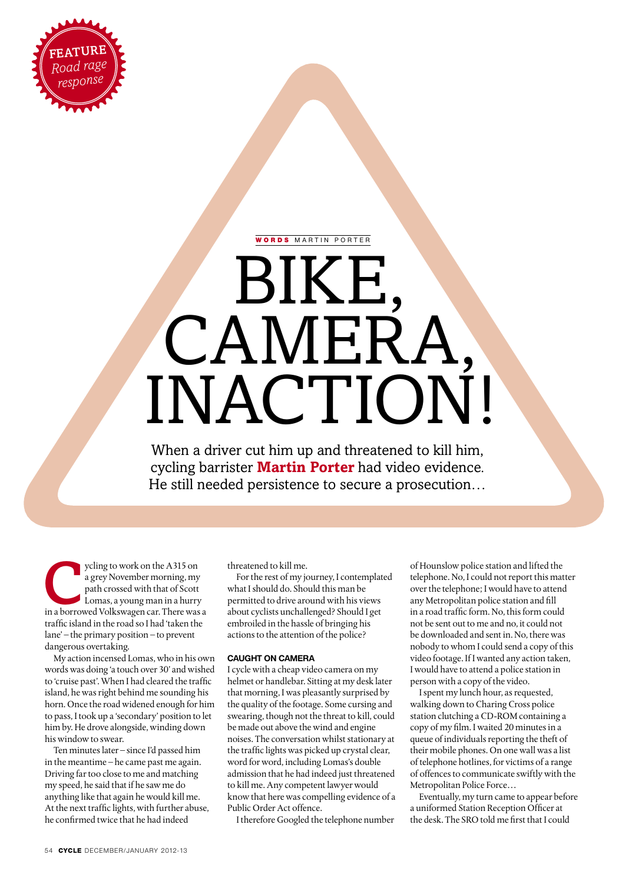FEATURE *Road rage response*

**WORDS** MARTIN PORTER

# BIKE, CAMERA, INACTION!

When a driver cut him up and threatened to kill him, cycling barrister **Martin Porter** had video evidence. He still needed persistence to secure a prosecution…

Cycling to work on the A315 on a grey November morning, my path crossed with that of Scott Lomas, a young man in a hurry in a borrowed Volkswagen car. There was a traffic island in the road so I had 'taken the lane' – the primary position – to prevent dangerous overtaking.

My action incensed Lomas, who in his own words was doing 'a touch over 30' and wished to 'cruise past'. When I had cleared the traffic island, he was right behind me sounding his horn. Once the road widened enough for him to pass, I took up a 'secondary' position to let him by. He drove alongside, winding down his window to swear.

Ten minutes later – since I'd passed him in the meantime – he came past me again. Driving far too close to me and matching my speed, he said that if he saw me do anything like that again he would kill me. At the next traffic lights, with further abuse, he confirmed twice that he had indeed threatened to kill me.

For the rest of my journey, I contemplated what I should do. Should this man be permitted to drive around with his views about cyclists unchallenged? Should I get embroiled in the hassle of bringing his actions to the attention of the police?

### CAUGHT ON CAMERA

I cycle with a cheap video camera on my helmet or handlebar. Sitting at my desk later that morning, I was pleasantly surprised by the quality of the footage. Some cursing and swearing, though not the threat to kill, could be made out above the wind and engine noises. The conversation whilst stationary at the traffic lights was picked up crystal clear, word for word, including Lomas's double admission that he had indeed just threatened to kill me. Any competent lawyer would know that here was compelling evidence of a Public Order Act offence.

I therefore Googled the telephone number of Hounslow police station and lifted the telephone. No, I could not report this matter over the telephone; I would have to attend any Metropolitan police station and fill in a road traffic form. No, this form could not be sent out to me and no, it could not be downloaded and sent in. No, there was nobody to whom I could send a copy of this video footage. If I wanted any action taken, I would have to attend a police station in person with a copy of the video.

I spent my lunch hour, as requested, walking down to Charing Cross police station clutching a CD-ROM containing a copy of my film. I waited 20 minutes in a queue of individuals reporting the theft of their mobile phones. On one wall was a list of telephone hotlines, for victims of a range of offences to communicate swiftly with the Metropolitan Police Force…

Eventually, my turn came to appear before a uniformed Station Reception Officer at the desk. The SRO told me first that I could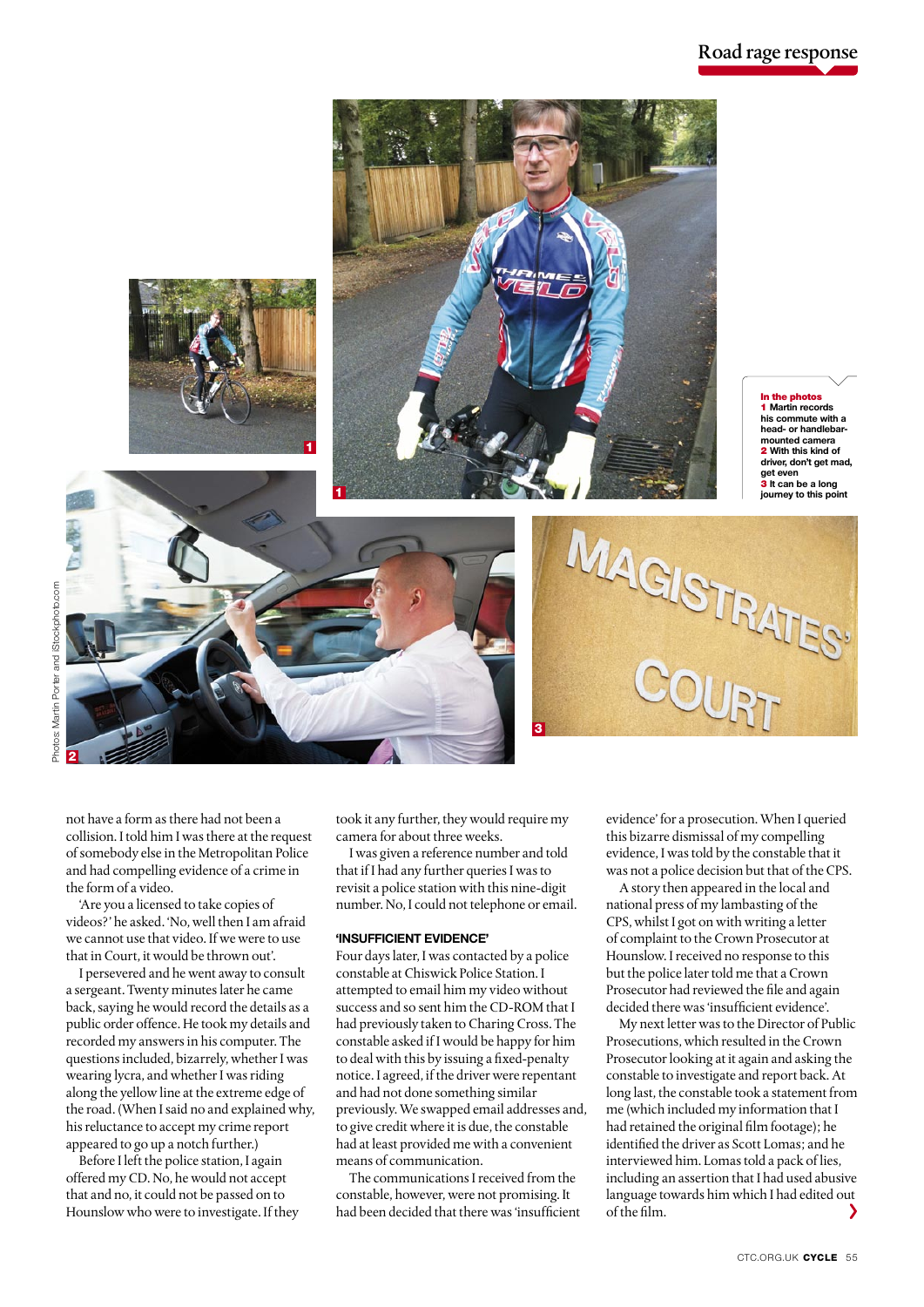**In the photos**
**1** Martin records his commute with a head- or handlebar-mounted camera
**2** With this kind of driver, don't get mad, get even
**3** It can be a long journey to this point

Photos: Martin Porter and iStockphoto.com

not have a form as there had not been a collision. I told him I was there at the request of somebody else in the Metropolitan Police and had compelling evidence of a crime in the form of a video.

'Are you a licensed to take copies of videos?' he asked. 'No, well then I am afraid we cannot use that video. If we were to use that in Court, it would be thrown out'.

I persevered and he went away to consult a sergeant. Twenty minutes later he came back, saying he would record the details as a public order offence. He took my details and recorded my answers in his computer. The questions included, bizarrely, whether I was wearing lycra, and whether I was riding along the yellow line at the extreme edge of the road. (When I said no and explained why, his reluctance to accept my crime report appeared to go up a notch further.)

Before I left the police station, I again offered my CD. No, he would not accept that and no, it could not be passed on to Hounslow who were to investigate. If they took it any further, they would require my camera for about three weeks.

I was given a reference number and told that if I had any further queries I was to revisit a police station with this nine-digit number. No, I could not telephone or email.

### 'INSUFFICIENT EVIDENCE'

Four days later, I was contacted by a police constable at Chiswick Police Station. I attempted to email him my video without success and so sent him the CD-ROM that I had previously taken to Charing Cross. The constable asked if I would be happy for him to deal with this by issuing a fixed-penalty notice. I agreed, if the driver were repentant and had not done something similar previously. We swapped email addresses and, to give credit where it is due, the constable had at least provided me with a convenient means of communication.

The communications I received from the constable, however, were not promising. It had been decided that there was 'insufficient evidence' for a prosecution. When I queried this bizarre dismissal of my compelling evidence, I was told by the constable that it was not a police decision but that of the CPS.

A story then appeared in the local and national press of my lambasting of the CPS, whilst I got on with writing a letter of complaint to the Crown Prosecutor at Hounslow. I received no response to this but the police later told me that a Crown Prosecutor had reviewed the file and again decided there was 'insufficient evidence'.

My next letter was to the Director of Public Prosecutions, which resulted in the Crown Prosecutor looking at it again and asking the constable to investigate and report back. At long last, the constable took a statement from me (which included my information that I had retained the original film footage); he identified the driver as Scott Lomas; and he interviewed him. Lomas told a pack of lies, including an assertion that I had used abusive language towards him which I had edited out of the film.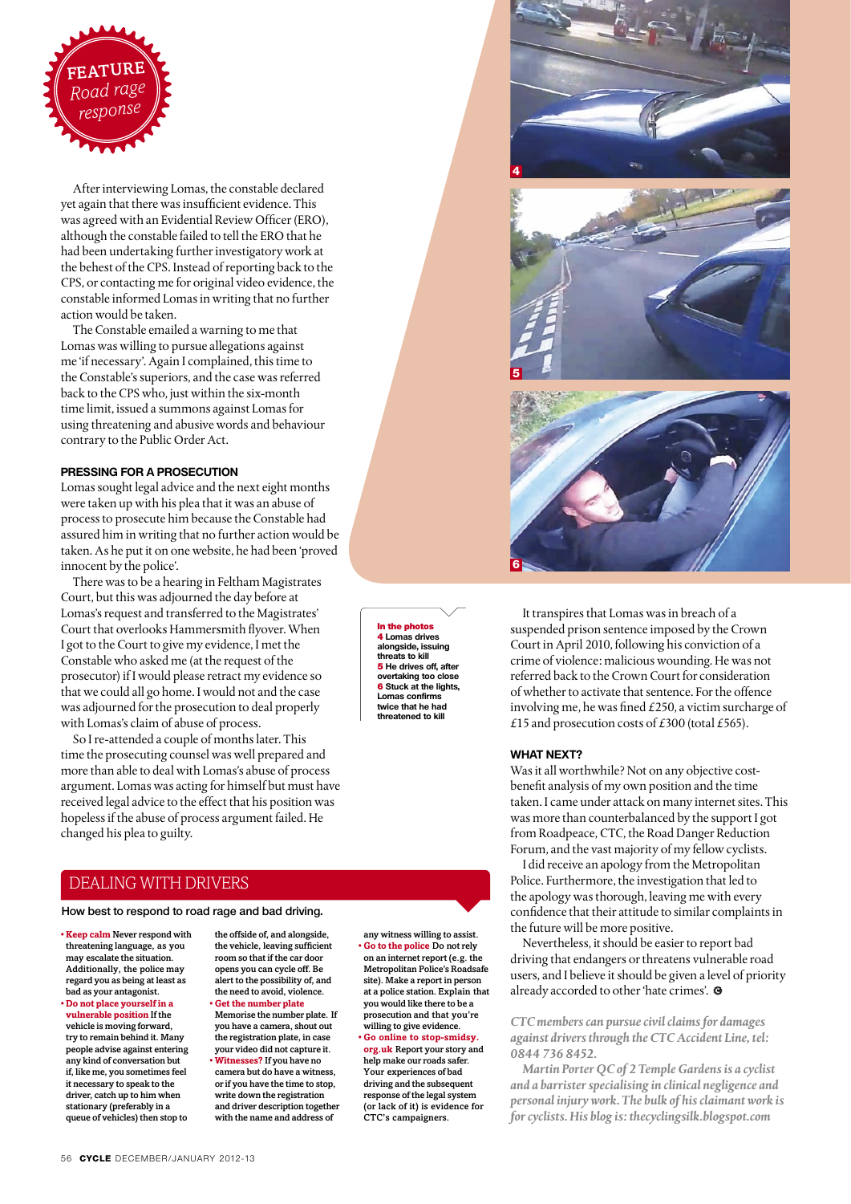FEATURE
*Road rage response*

After interviewing Lomas, the constable declared yet again that there was insufficient evidence. This was agreed with an Evidential Review Officer (ERO), although the constable failed to tell the ERO that he had been undertaking further investigatory work at the behest of the CPS. Instead of reporting back to the CPS, or contacting me for original video evidence, the constable informed Lomas in writing that no further action would be taken.

The Constable emailed a warning to me that Lomas was willing to pursue allegations against me 'if necessary'. Again I complained, this time to the Constable's superiors, and the case was referred back to the CPS who, just within the six-month time limit, issued a summons against Lomas for using threatening and abusive words and behaviour contrary to the Public Order Act.

### PRESSING FOR A PROSECUTION

Lomas sought legal advice and the next eight months were taken up with his plea that it was an abuse of process to prosecute him because the Constable had assured him in writing that no further action would be taken. As he put it on one website, he had been 'proved innocent by the police'.

There was to be a hearing in Feltham Magistrates Court, but this was adjourned the day before at Lomas's request and transferred to the Magistrates' Court that overlooks Hammersmith flyover. When I got to the Court to give my evidence, I met the Constable who asked me (at the request of the prosecutor) if I would please retract my evidence so that we could all go home. I would not and the case was adjourned for the prosecution to deal properly with Lomas's claim of abuse of process.

So I re-attended a couple of months later. This time the prosecuting counsel was well prepared and more than able to deal with Lomas's abuse of process argument. Lomas was acting for himself but must have received legal advice to the effect that his position was hopeless if the abuse of process argument failed. He changed his plea to guilty.

**In the photos**
**4** Lomas drives alongside, issuing threats to kill
**5** He drives off, after overtaking too close
**6** Stuck at the lights, Lomas confirms twice that he had threatened to kill

It transpires that Lomas was in breach of a suspended prison sentence imposed by the Crown Court in April 2010, following his conviction of a crime of violence: malicious wounding. He was not referred back to the Crown Court for consideration of whether to activate that sentence. For the offence involving me, he was fined £250, a victim surcharge of £15 and prosecution costs of £300 (total £565).

### WHAT NEXT?

Was it all worthwhile? Not on any objective cost-benefit analysis of my own position and the time taken. I came under attack on many internet sites. This was more than counterbalanced by the support I got from Roadpeace, CTC, the Road Danger Reduction Forum, and the vast majority of my fellow cyclists.

I did receive an apology from the Metropolitan Police. Furthermore, the investigation that led to the apology was thorough, leaving me with every confidence that their attitude to similar complaints in the future will be more positive.

Nevertheless, it should be easier to report bad driving that endangers or threatens vulnerable road users, and I believe it should be given a level of priority already accorded to other 'hate crimes'.

*CTC members can pursue civil claims for damages against drivers through the CTC Accident Line, tel: 0844 736 8452.*

*Martin Porter QC of 2 Temple Gardens is a cyclist and a barrister specialising in clinical negligence and personal injury work. The bulk of his claimant work is for cyclists. His blog is: thecyclingsilk.blogspot.com*

## DEALING WITH DRIVERS

How best to respond to road rage and bad driving.

- **Keep calm** Never respond with threatening language, as you may escalate the situation. Additionally, the police may regard you as being at least as bad as your antagonist.
- **Do not place yourself in a vulnerable position** If the vehicle is moving forward, try to remain behind it. Many people advise against entering any kind of conversation but if, like me, you sometimes feel it is necessary to speak to the driver, catch up to him when stationary (preferably in a queue of vehicles) then stop to the offside of, and alongside, the vehicle, leaving sufficient room so that if the car door opens you can cycle off. Be alert to the possibility of, and the need to avoid, violence.
- **Get the number plate** Memorise the number plate. If you have a camera, shout out the registration plate, in case your video did not capture it.
- **Witnesses?** If you have no camera but do have a witness, or if you have the time to stop, write down the registration and driver description together with the name and address of any witness willing to assist.
- **Go to the police** Do not rely on an internet report (e.g. the Metropolitan Police's Roadsafe site). Make a report in person at a police station. Explain that you would like there to be a prosecution and that you're willing to give evidence.
- **Go online to stop-smidsy.org.uk** Report your story and help make our roads safer. Your experiences of bad driving and the subsequent response of the legal system (or lack of it) is evidence for CTC's campaigners.